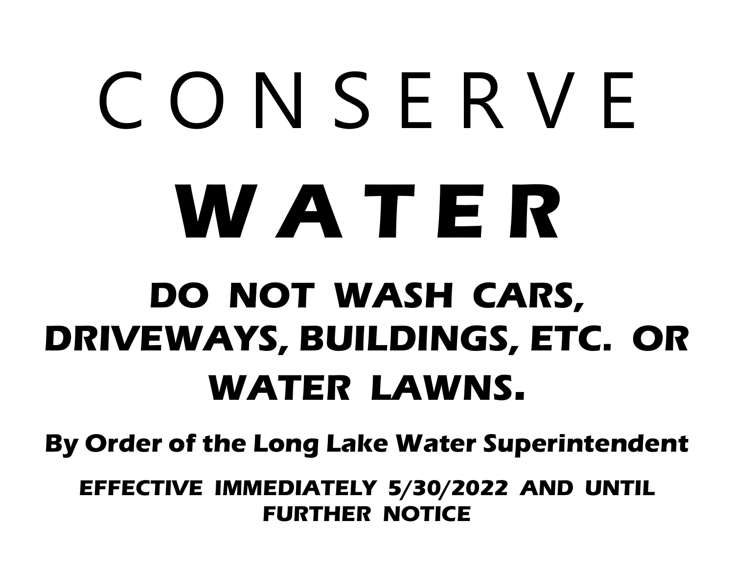# CONSERVE

# WATER

## DO NOT WASH CARS, DRIVEWAYS, BUILDINGS, ETC. OR WATER LAWNS.

**By Order of the Long Lake Water Superintendent**

**EFFECTIVE IMMEDIATELY 5/30/2022 AND UNTIL FURTHER NOTICE**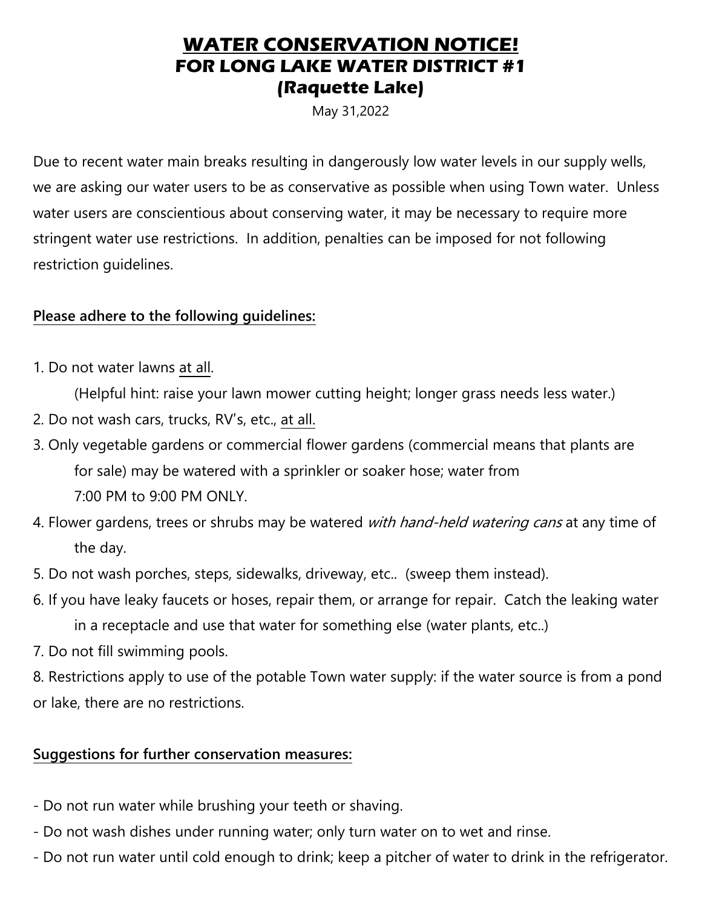# WATER CONSERVATION NOTICE!

## FOR LONG LAKE WATER DISTRICT #1

## (Raquette Lake)

May 31,2022

Due to recent water main breaks resulting in dangerously low water levels in our supply wells, we are asking our water users to be as conservative as possible when using Town water. Unless water users are conscientious about conserving water, it may be necessary to require more stringent water use restrictions. In addition, penalties can be imposed for not following restriction guidelines.

**Please adhere to the following guidelines:**

1. Do not water lawns at all.
   (Helpful hint: raise your lawn mower cutting height; longer grass needs less water.)
2. Do not wash cars, trucks, RV's, etc., at all.
3. Only vegetable gardens or commercial flower gardens (commercial means that plants are for sale) may be watered with a sprinkler or soaker hose; water from 7:00 PM to 9:00 PM ONLY.
4. Flower gardens, trees or shrubs may be watered *with hand-held watering cans* at any time of the day.
5. Do not wash porches, steps, sidewalks, driveway, etc.. (sweep them instead).
6. If you have leaky faucets or hoses, repair them, or arrange for repair. Catch the leaking water in a receptacle and use that water for something else (water plants, etc..)
7. Do not fill swimming pools.
8. Restrictions apply to use of the potable Town water supply: if the water source is from a pond or lake, there are no restrictions.

**Suggestions for further conservation measures:**

- Do not run water while brushing your teeth or shaving.
- Do not wash dishes under running water; only turn water on to wet and rinse.
- Do not run water until cold enough to drink; keep a pitcher of water to drink in the refrigerator.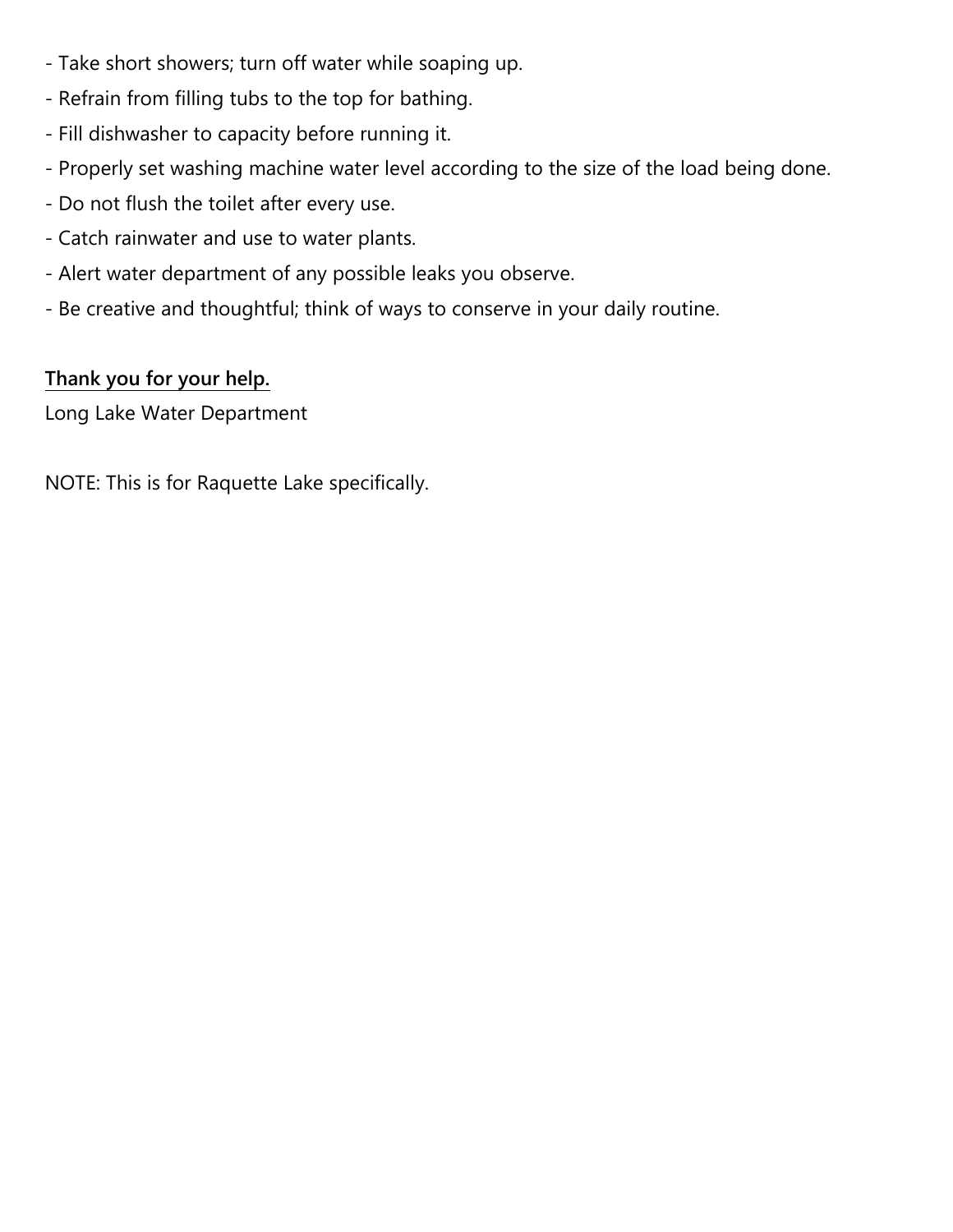- Take short showers; turn off water while soaping up.
- Refrain from filling tubs to the top for bathing.
- Fill dishwasher to capacity before running it.
- Properly set washing machine water level according to the size of the load being done.
- Do not flush the toilet after every use.
- Catch rainwater and use to water plants.
- Alert water department of any possible leaks you observe.
- Be creative and thoughtful; think of ways to conserve in your daily routine.

**Thank you for your help.**

Long Lake Water Department

NOTE: This is for Raquette Lake specifically.